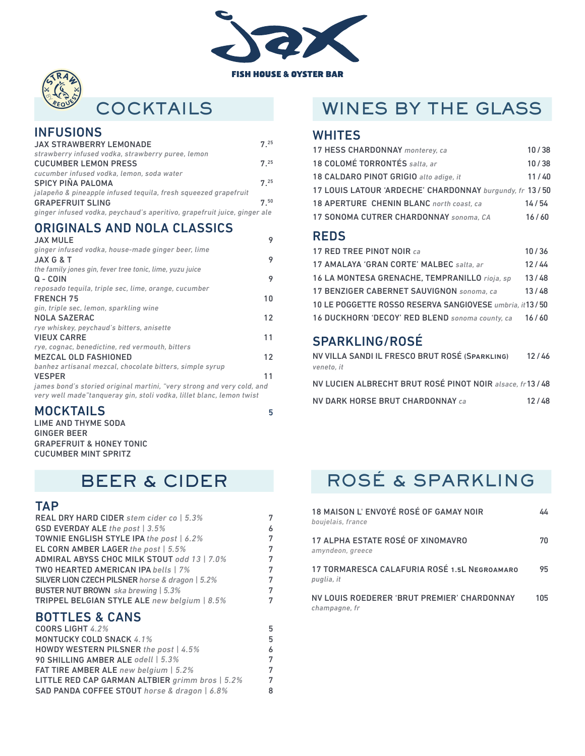# JAX FISH HOUSE & OYSTER BAR

STRAW BY REQUEST

## COCKTAILS

### INFUSIONS

**JAX STRAWBERRY LEMONADE** 7.25
*strawberry infused vodka, strawberry puree, lemon*

**CUCUMBER LEMON PRESS** 7.25
*cucumber infused vodka, lemon, soda water*

**SPICY PIÑA PALOMA** 7.25
*jalapeño & pineapple infused tequila, fresh squeezed grapefruit*

**GRAPEFRUIT SLING** 7.50
*ginger infused vodka, peychaud's aperitivo, grapefruit juice, ginger ale*

### ORIGINALS AND NOLA CLASSICS

**JAX MULE** 9
*ginger infused vodka, house-made ginger beer, lime*

**JAX G & T** 9
*the family jones gin, fever tree tonic, lime, yuzu juice*

**Q - COIN** 9
*reposado tequila, triple sec, lime, orange, cucumber*

**FRENCH 75** 10
*gin, triple sec, lemon, sparkling wine*

**NOLA SAZERAC** 12
*rye whiskey, peychaud's bitters, anisette*

**VIEUX CARRE** 11
*rye, cognac, benedictine, red vermouth, bitters*

**MEZCAL OLD FASHIONED** 12
*banhez artisanal mezcal, chocolate bitters, simple syrup*

**VESPER** 11
*james bond's storied original martini, "very strong and very cold, and very well made"tanqueray gin, stoli vodka, lillet blanc, lemon twist*

### MOCKTAILS 5

LIME AND THYME SODA
GINGER BEER
GRAPEFRUIT & HONEY TONIC
CUCUMBER MINT SPRITZ

## BEER & CIDER

### TAP

| | |
|---|---|
| REAL DRY HARD CIDER *stem cider co \| 5.3%* | 7 |
| GSD EVERDAY ALE *the post \| 3.5%* | 6 |
| TOWNIE ENGLISH STYLE IPA *the post \| 6.2%* | 7 |
| EL CORN AMBER LAGER *the post \| 5.5%* | 7 |
| ADMIRAL ABYSS CHOC MILK STOUT *odd 13 \| 7.0%* | 7 |
| TWO HEARTED AMERICAN IPA *bells \| 7%* | 7 |
| SILVER LION CZECH PILSNER *horse & dragon \| 5.2%* | 7 |
| BUSTER NUT BROWN *ska brewing \| 5.3%* | 7 |
| TRIPPEL BELGIAN STYLE ALE *new belgium \| 8.5%* | 7 |

### BOTTLES & CANS

| | |
|---|---|
| COORS LIGHT *4.2%* | 5 |
| MONTUCKY COLD SNACK *4.1%* | 5 |
| HOWDY WESTERN PILSNER *the post \| 4.5%* | 6 |
| 90 SHILLING AMBER ALE *odell \| 5.3%* | 7 |
| FAT TIRE AMBER ALE *new belgium \| 5.2%* | 7 |
| LITTLE RED CAP GARMAN ALTBIER *grimm bros \| 5.2%* | 7 |
| SAD PANDA COFFEE STOUT *horse & dragon \| 6.8%* | 8 |

## WINES BY THE GLASS

### WHITES

| | |
|---|---|
| 17 HESS CHARDONNAY *monterey, ca* | 10 / 38 |
| 18 COLOMÉ TORRONTÉS *salta, ar* | 10 / 38 |
| 18 CALDARO PINOT GRIGIO *alto adige, it* | 11 / 40 |
| 17 LOUIS LATOUR 'ARDECHE' CHARDONNAY *burgundy, fr* | 13 / 50 |
| 18 APERTURE CHENIN BLANC *north coast, ca* | 14 / 54 |
| 17 SONOMA CUTRER CHARDONNAY *sonoma, CA* | 16 / 60 |

### REDS

| | |
|---|---|
| 17 RED TREE PINOT NOIR *ca* | 10 / 36 |
| 17 AMALAYA 'GRAN CORTE' MALBEC *salta, ar* | 12 / 44 |
| 16 LA MONTESA GRENACHE, TEMPRANILLO *rioja, sp* | 13 / 48 |
| 17 BENZIGER CABERNET SAUVIGNON *sonoma, ca* | 13 / 48 |
| 10 LE POGGETTE ROSSO RESERVA SANGIOVESE *umbria, it* | 13 / 50 |
| 16 DUCKHORN 'DECOY' RED BLEND *sonoma county, ca* | 16 / 60 |

### SPARKLING/ROSÉ

| | |
|---|---|
| NV VILLA SANDI IL FRESCO BRUT ROSÉ (SPARKLING) *veneto, it* | 12 / 46 |
| NV LUCIEN ALBRECHT BRUT ROSÉ PINOT NOIR *alsace, fr* | 13 / 48 |
| NV DARK HORSE BRUT CHARDONNAY *ca* | 12 / 48 |

## ROSÉ & SPARKLING

| | |
|---|---|
| 18 MAISON L' ENVOYÉ ROSÉ OF GAMAY NOIR *boujelais, france* | 44 |
| 17 ALPHA ESTATE ROSÉ OF XINOMAVRO *amyndeon, greece* | 70 |
| 17 TORMARESCA CALAFURIA ROSÉ 1.5L NEGROAMARO *puglia, it* | 95 |
| NV LOUIS ROEDERER 'BRUT PREMIER' CHARDONNAY *champagne, fr* | 105 |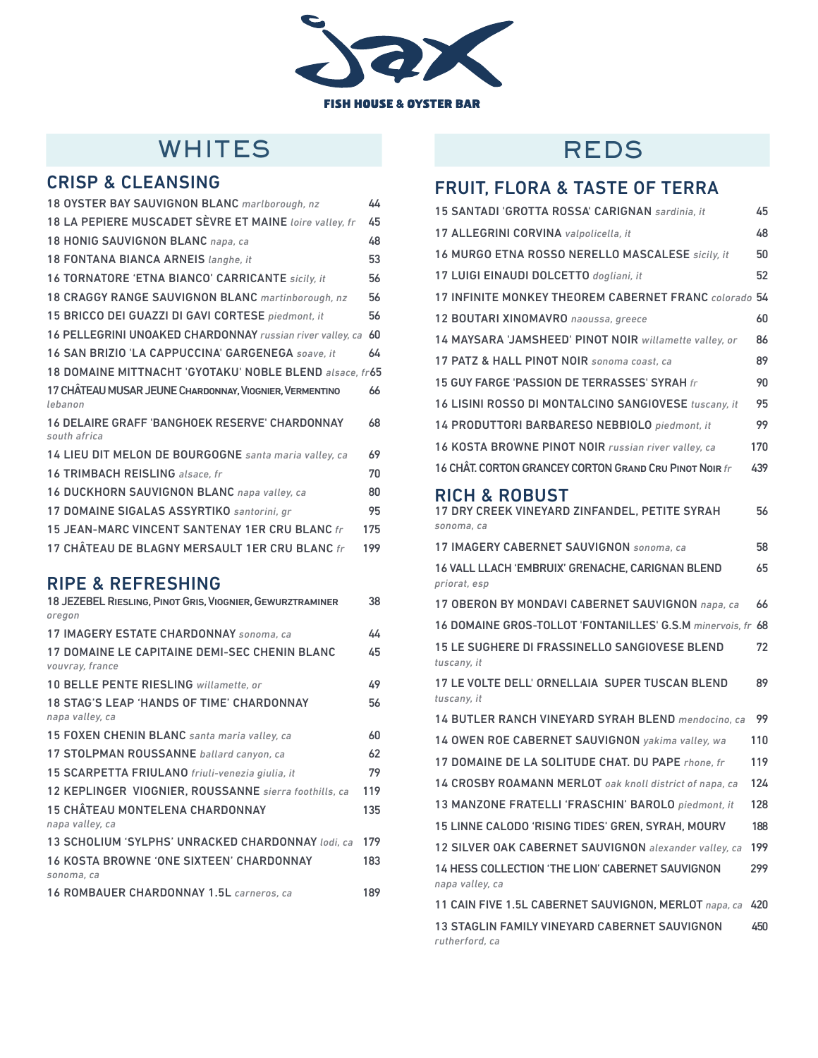# jax

**FISH HOUSE & OYSTER BAR**

## WHITES

### CRISP & CLEANSING

| | |
|---|---|
| 18 OYSTER BAY SAUVIGNON BLANC *marlborough, nz* | 44 |
| 18 LA PEPIERE MUSCADET SÈVRE ET MAINE *loire valley, fr* | 45 |
| 18 HONIG SAUVIGNON BLANC *napa, ca* | 48 |
| 18 FONTANA BIANCA ARNEIS *langhe, it* | 53 |
| 16 TORNATORE 'ETNA BIANCO' CARRICANTE *sicily, it* | 56 |
| 18 CRAGGY RANGE SAUVIGNON BLANC *martinborough, nz* | 56 |
| 15 BRICCO DEI GUAZZI DI GAVI CORTESE *piedmont, it* | 56 |
| 16 PELLEGRINI UNOAKED CHARDONNAY *russian river valley, ca* | 60 |
| 16 SAN BRIZIO 'LA CAPPUCCINA' GARGENEGA *soave, it* | 64 |
| 18 DOMAINE MITTNACHT 'GYOTAKU' NOBLE BLEND *alsace, fr* | 65 |
| 17 CHÂTEAU MUSAR JEUNE CHARDONNAY, VIOGNIER, VERMENTINO *lebanon* | 66 |
| 16 DELAIRE GRAFF 'BANGHOEK RESERVE' CHARDONNAY *south africa* | 68 |
| 14 LIEU DIT MELON DE BOURGOGNE *santa maria valley, ca* | 69 |
| 16 TRIMBACH REISLING *alsace, fr* | 70 |
| 16 DUCKHORN SAUVIGNON BLANC *napa valley, ca* | 80 |
| 17 DOMAINE SIGALAS ASSYRTIKO *santorini, gr* | 95 |
| 15 JEAN-MARC VINCENT SANTENAY 1ER CRU BLANC *fr* | 175 |
| 17 CHÂTEAU DE BLAGNY MERSAULT 1ER CRU BLANC *fr* | 199 |

### RIPE & REFRESHING

| | |
|---|---|
| 18 JEZEBEL RIESLING, PINOT GRIS, VIOGNIER, GEWURZTRAMINER *oregon* | 38 |
| 17 IMAGERY ESTATE CHARDONNAY *sonoma, ca* | 44 |
| 17 DOMAINE LE CAPITAINE DEMI-SEC CHENIN BLANC *vouvray, france* | 45 |
| 10 BELLE PENTE RIESLING *willamette, or* | 49 |
| 18 STAG'S LEAP 'HANDS OF TIME' CHARDONNAY *napa valley, ca* | 56 |
| 15 FOXEN CHENIN BLANC *santa maria valley, ca* | 60 |
| 17 STOLPMAN ROUSSANNE *ballard canyon, ca* | 62 |
| 15 SCARPETTA FRIULANO *friuli-venezia giulia, it* | 79 |
| 12 KEPLINGER VIOGNIER, ROUSSANNE *sierra foothills, ca* | 119 |
| 15 CHÂTEAU MONTELENA CHARDONNAY *napa valley, ca* | 135 |
| 13 SCHOLIUM 'SYLPHS' UNRACKED CHARDONNAY *lodi, ca* | 179 |
| 16 KOSTA BROWNE 'ONE SIXTEEN' CHARDONNAY *sonoma, ca* | 183 |
| 16 ROMBAUER CHARDONNAY 1.5L *carneros, ca* | 189 |

## REDS

### FRUIT, FLORA & TASTE OF TERRA

| | |
|---|---|
| 15 SANTADI 'GROTTA ROSSA' CARIGNAN *sardinia, it* | 45 |
| 17 ALLEGRINI CORVINA *valpolicella, it* | 48 |
| 16 MURGO ETNA ROSSO NERELLO MASCALESE *sicily, it* | 50 |
| 17 LUIGI EINAUDI DOLCETTO *dogliani, it* | 52 |
| 17 INFINITE MONKEY THEOREM CABERNET FRANC *colorado* | 54 |
| 12 BOUTARI XINOMAVRO *naoussa, greece* | 60 |
| 14 MAYSARA 'JAMSHEED' PINOT NOIR *willamette valley, or* | 86 |
| 17 PATZ & HALL PINOT NOIR *sonoma coast, ca* | 89 |
| 15 GUY FARGE 'PASSION DE TERRASSES' SYRAH *fr* | 90 |
| 16 LISINI ROSSO DI MONTALCINO SANGIOVESE *tuscany, it* | 95 |
| 14 PRODUTTORI BARBARESO NEBBIOLO *piedmont, it* | 99 |
| 16 KOSTA BROWNE PINOT NOIR *russian river valley, ca* | 170 |
| 16 CHÂT. CORTON GRANCEY CORTON GRAND CRU PINOT NOIR *fr* | 439 |

### RICH & ROBUST

| | |
|---|---|
| 17 DRY CREEK VINEYARD ZINFANDEL, PETITE SYRAH *sonoma, ca* | 56 |
| 17 IMAGERY CABERNET SAUVIGNON *sonoma, ca* | 58 |
| 16 VALL LLACH 'EMBRUIX' GRENACHE, CARIGNAN BLEND *priorat, esp* | 65 |
| 17 OBERON BY MONDAVI CABERNET SAUVIGNON *napa, ca* | 66 |
| 16 DOMAINE GROS-TOLLOT 'FONTANILLES' G.S.M *minervois, fr* | 68 |
| 15 LE SUGHERE DI FRASSINELLO SANGIOVESE BLEND *tuscany, it* | 72 |
| 17 LE VOLTE DELL' ORNELLAIA SUPER TUSCAN BLEND *tuscany, it* | 89 |
| 14 BUTLER RANCH VINEYARD SYRAH BLEND *mendocino, ca* | 99 |
| 14 OWEN ROE CABERNET SAUVIGNON *yakima valley, wa* | 110 |
| 17 DOMAINE DE LA SOLITUDE CHAT. DU PAPE *rhone, fr* | 119 |
| 14 CROSBY ROAMANN MERLOT *oak knoll district of napa, ca* | 124 |
| 13 MANZONE FRATELLI 'FRASCHIN' BAROLO *piedmont, it* | 128 |
| 15 LINNE CALODO 'RISING TIDES' GREN, SYRAH, MOURV | 188 |
| 12 SILVER OAK CABERNET SAUVIGNON *alexander valley, ca* | 199 |
| 14 HESS COLLECTION 'THE LION' CABERNET SAUVIGNON *napa valley, ca* | 299 |
| 11 CAIN FIVE 1.5L CABERNET SAUVIGNON, MERLOT *napa, ca* | 420 |
| 13 STAGLIN FAMILY VINEYARD CABERNET SAUVIGNON *rutherford, ca* | 450 |